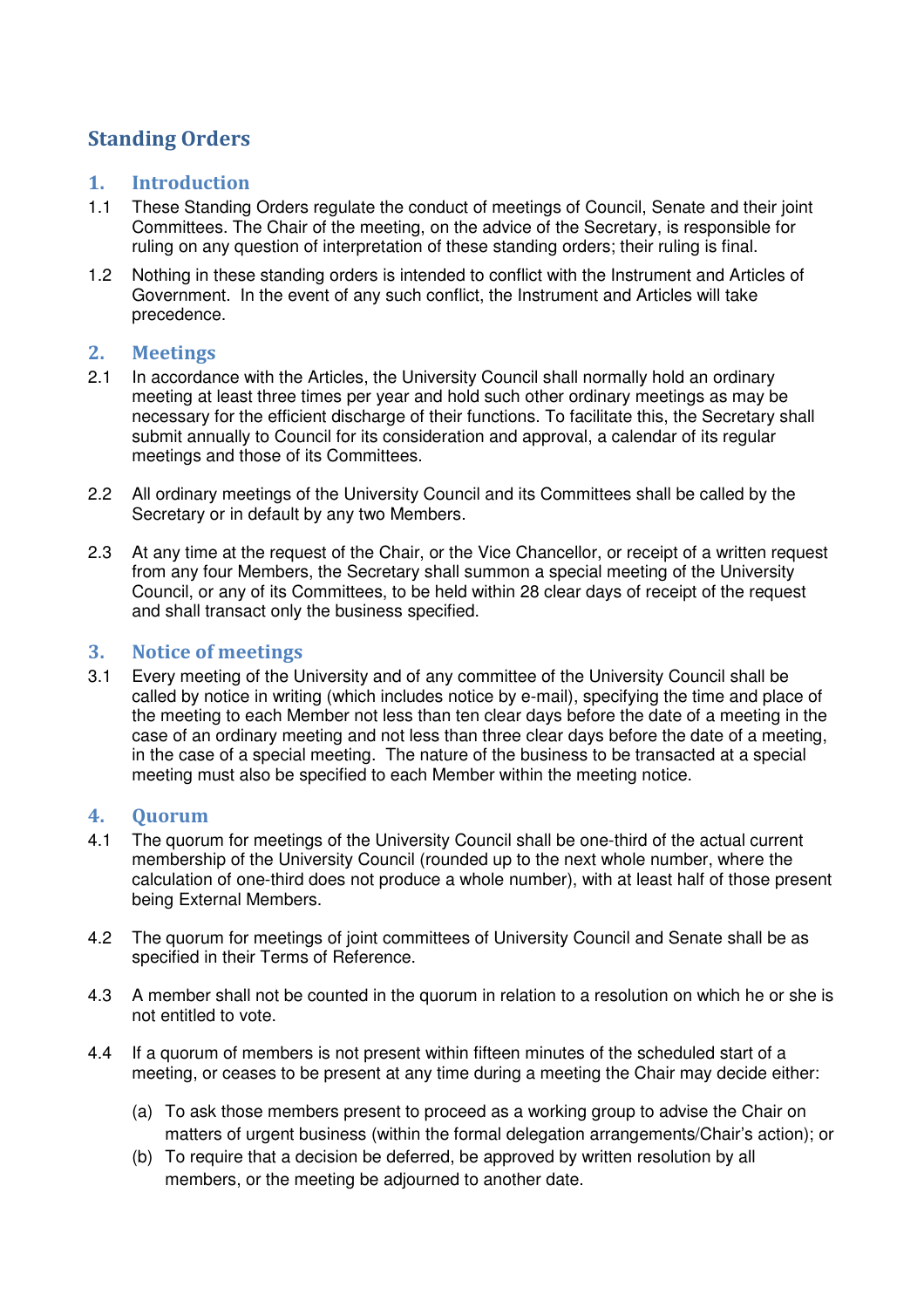# Standing Orders

## 1. Introduction

1.1 These Standing Orders regulate the conduct of meetings of Council, Senate and their joint Committees. The Chair of the meeting, on the advice of the Secretary, is responsible for ruling on any question of interpretation of these standing orders; their ruling is final.

1.2 Nothing in these standing orders is intended to conflict with the Instrument and Articles of Government. In the event of any such conflict, the Instrument and Articles will take precedence.

## 2. Meetings

2.1 In accordance with the Articles, the University Council shall normally hold an ordinary meeting at least three times per year and hold such other ordinary meetings as may be necessary for the efficient discharge of their functions. To facilitate this, the Secretary shall submit annually to Council for its consideration and approval, a calendar of its regular meetings and those of its Committees.

2.2 All ordinary meetings of the University Council and its Committees shall be called by the Secretary or in default by any two Members.

2.3 At any time at the request of the Chair, or the Vice Chancellor, or receipt of a written request from any four Members, the Secretary shall summon a special meeting of the University Council, or any of its Committees, to be held within 28 clear days of receipt of the request and shall transact only the business specified.

## 3. Notice of meetings

3.1 Every meeting of the University and of any committee of the University Council shall be called by notice in writing (which includes notice by e-mail), specifying the time and place of the meeting to each Member not less than ten clear days before the date of a meeting in the case of an ordinary meeting and not less than three clear days before the date of a meeting, in the case of a special meeting. The nature of the business to be transacted at a special meeting must also be specified to each Member within the meeting notice.

## 4. Quorum

4.1 The quorum for meetings of the University Council shall be one-third of the actual current membership of the University Council (rounded up to the next whole number, where the calculation of one-third does not produce a whole number), with at least half of those present being External Members.

4.2 The quorum for meetings of joint committees of University Council and Senate shall be as specified in their Terms of Reference.

4.3 A member shall not be counted in the quorum in relation to a resolution on which he or she is not entitled to vote.

4.4 If a quorum of members is not present within fifteen minutes of the scheduled start of a meeting, or ceases to be present at any time during a meeting the Chair may decide either:

(a) To ask those members present to proceed as a working group to advise the Chair on matters of urgent business (within the formal delegation arrangements/Chair's action); or

(b) To require that a decision be deferred, be approved by written resolution by all members, or the meeting be adjourned to another date.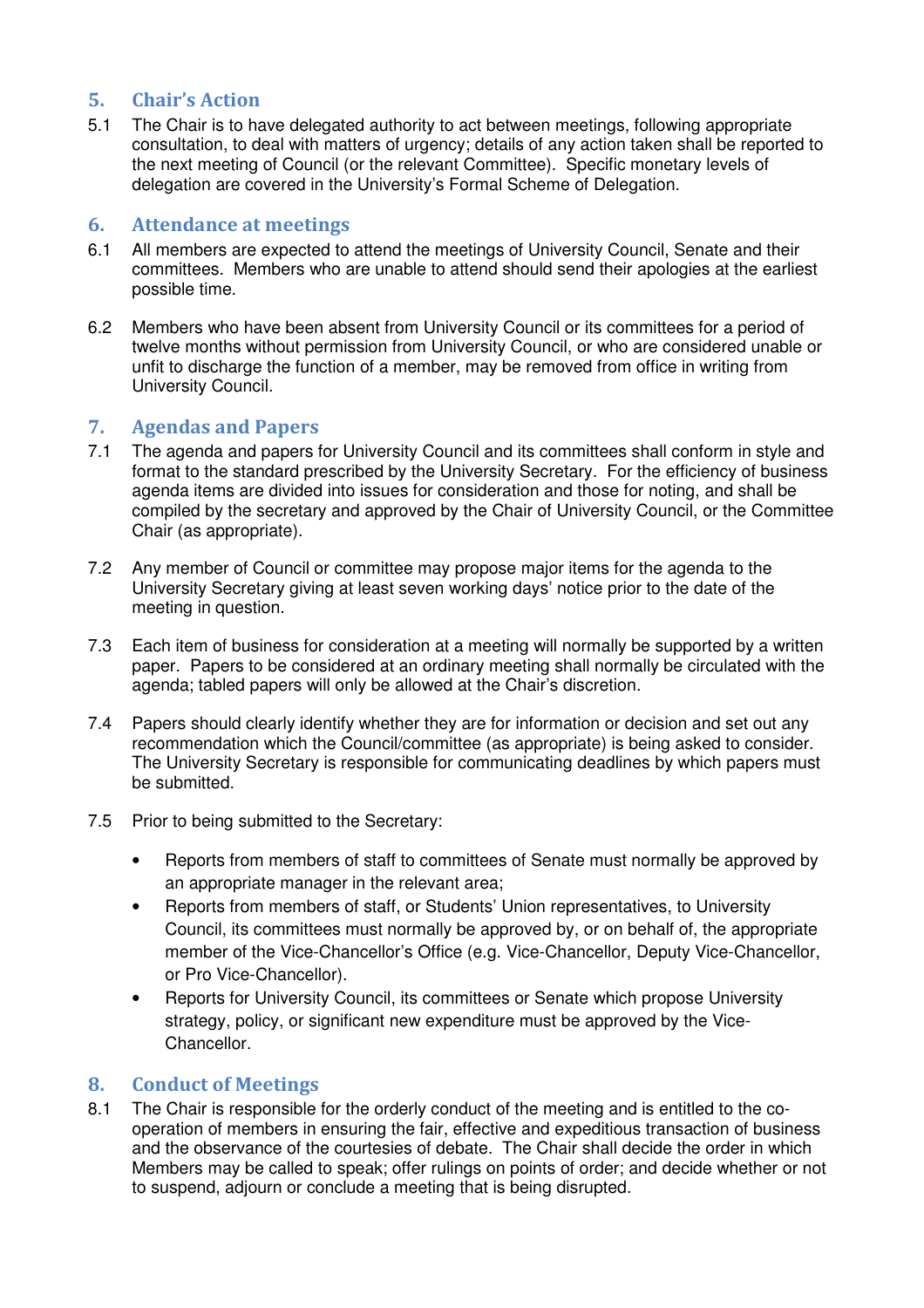## 5. Chair's Action

5.1 The Chair is to have delegated authority to act between meetings, following appropriate consultation, to deal with matters of urgency; details of any action taken shall be reported to the next meeting of Council (or the relevant Committee). Specific monetary levels of delegation are covered in the University's Formal Scheme of Delegation.

## 6. Attendance at meetings

6.1 All members are expected to attend the meetings of University Council, Senate and their committees. Members who are unable to attend should send their apologies at the earliest possible time.

6.2 Members who have been absent from University Council or its committees for a period of twelve months without permission from University Council, or who are considered unable or unfit to discharge the function of a member, may be removed from office in writing from University Council.

## 7. Agendas and Papers

7.1 The agenda and papers for University Council and its committees shall conform in style and format to the standard prescribed by the University Secretary. For the efficiency of business agenda items are divided into issues for consideration and those for noting, and shall be compiled by the secretary and approved by the Chair of University Council, or the Committee Chair (as appropriate).

7.2 Any member of Council or committee may propose major items for the agenda to the University Secretary giving at least seven working days' notice prior to the date of the meeting in question.

7.3 Each item of business for consideration at a meeting will normally be supported by a written paper. Papers to be considered at an ordinary meeting shall normally be circulated with the agenda; tabled papers will only be allowed at the Chair's discretion.

7.4 Papers should clearly identify whether they are for information or decision and set out any recommendation which the Council/committee (as appropriate) is being asked to consider. The University Secretary is responsible for communicating deadlines by which papers must be submitted.

7.5 Prior to being submitted to the Secretary:

- Reports from members of staff to committees of Senate must normally be approved by an appropriate manager in the relevant area;
- Reports from members of staff, or Students' Union representatives, to University Council, its committees must normally be approved by, or on behalf of, the appropriate member of the Vice-Chancellor's Office (e.g. Vice-Chancellor, Deputy Vice-Chancellor, or Pro Vice-Chancellor).
- Reports for University Council, its committees or Senate which propose University strategy, policy, or significant new expenditure must be approved by the Vice-Chancellor.

## 8. Conduct of Meetings

8.1 The Chair is responsible for the orderly conduct of the meeting and is entitled to the co-operation of members in ensuring the fair, effective and expeditious transaction of business and the observance of the courtesies of debate. The Chair shall decide the order in which Members may be called to speak; offer rulings on points of order; and decide whether or not to suspend, adjourn or conclude a meeting that is being disrupted.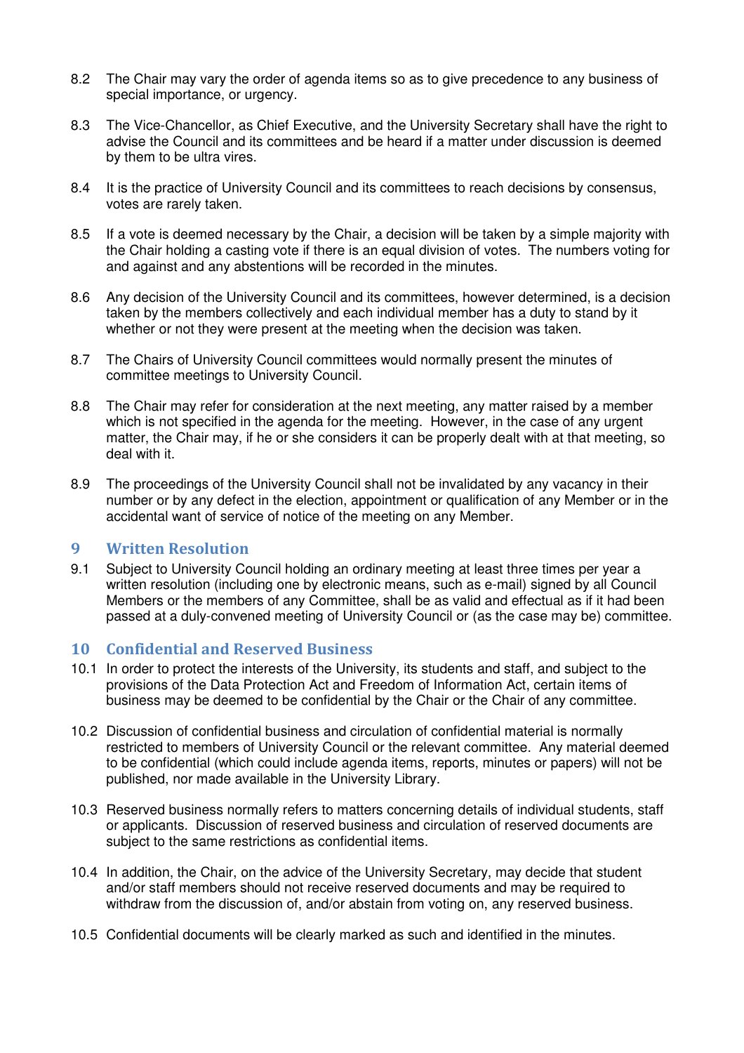8.2 The Chair may vary the order of agenda items so as to give precedence to any business of special importance, or urgency.

8.3 The Vice-Chancellor, as Chief Executive, and the University Secretary shall have the right to advise the Council and its committees and be heard if a matter under discussion is deemed by them to be ultra vires.

8.4 It is the practice of University Council and its committees to reach decisions by consensus, votes are rarely taken.

8.5 If a vote is deemed necessary by the Chair, a decision will be taken by a simple majority with the Chair holding a casting vote if there is an equal division of votes. The numbers voting for and against and any abstentions will be recorded in the minutes.

8.6 Any decision of the University Council and its committees, however determined, is a decision taken by the members collectively and each individual member has a duty to stand by it whether or not they were present at the meeting when the decision was taken.

8.7 The Chairs of University Council committees would normally present the minutes of committee meetings to University Council.

8.8 The Chair may refer for consideration at the next meeting, any matter raised by a member which is not specified in the agenda for the meeting. However, in the case of any urgent matter, the Chair may, if he or she considers it can be properly dealt with at that meeting, so deal with it.

8.9 The proceedings of the University Council shall not be invalidated by any vacancy in their number or by any defect in the election, appointment or qualification of any Member or in the accidental want of service of notice of the meeting on any Member.

## 9 Written Resolution

9.1 Subject to University Council holding an ordinary meeting at least three times per year a written resolution (including one by electronic means, such as e-mail) signed by all Council Members or the members of any Committee, shall be as valid and effectual as if it had been passed at a duly-convened meeting of University Council or (as the case may be) committee.

## 10 Confidential and Reserved Business

10.1 In order to protect the interests of the University, its students and staff, and subject to the provisions of the Data Protection Act and Freedom of Information Act, certain items of business may be deemed to be confidential by the Chair or the Chair of any committee.

10.2 Discussion of confidential business and circulation of confidential material is normally restricted to members of University Council or the relevant committee. Any material deemed to be confidential (which could include agenda items, reports, minutes or papers) will not be published, nor made available in the University Library.

10.3 Reserved business normally refers to matters concerning details of individual students, staff or applicants. Discussion of reserved business and circulation of reserved documents are subject to the same restrictions as confidential items.

10.4 In addition, the Chair, on the advice of the University Secretary, may decide that student and/or staff members should not receive reserved documents and may be required to withdraw from the discussion of, and/or abstain from voting on, any reserved business.

10.5 Confidential documents will be clearly marked as such and identified in the minutes.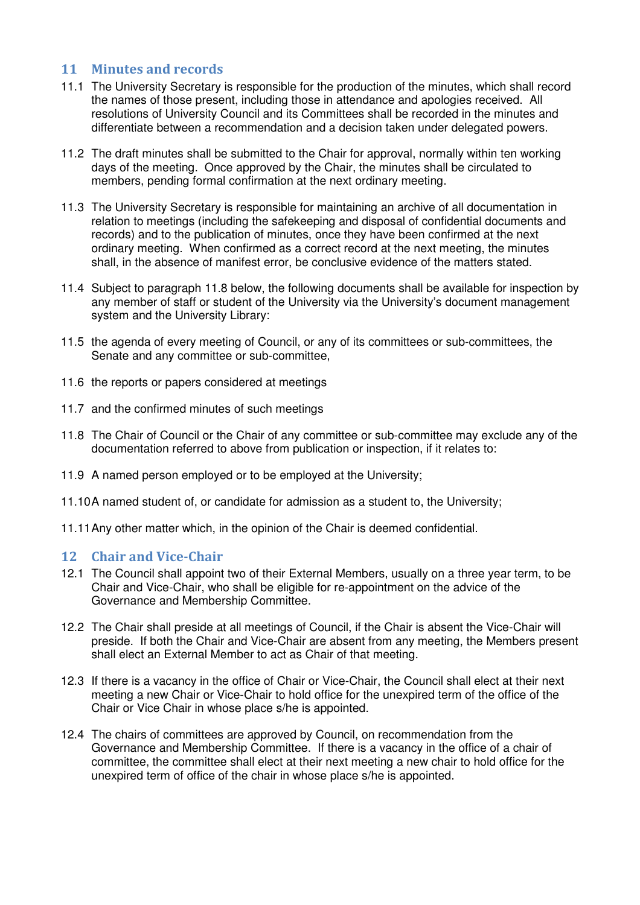## 11 Minutes and records

11.1 The University Secretary is responsible for the production of the minutes, which shall record the names of those present, including those in attendance and apologies received. All resolutions of University Council and its Committees shall be recorded in the minutes and differentiate between a recommendation and a decision taken under delegated powers.

11.2 The draft minutes shall be submitted to the Chair for approval, normally within ten working days of the meeting. Once approved by the Chair, the minutes shall be circulated to members, pending formal confirmation at the next ordinary meeting.

11.3 The University Secretary is responsible for maintaining an archive of all documentation in relation to meetings (including the safekeeping and disposal of confidential documents and records) and to the publication of minutes, once they have been confirmed at the next ordinary meeting. When confirmed as a correct record at the next meeting, the minutes shall, in the absence of manifest error, be conclusive evidence of the matters stated.

11.4 Subject to paragraph 11.8 below, the following documents shall be available for inspection by any member of staff or student of the University via the University's document management system and the University Library:

11.5 the agenda of every meeting of Council, or any of its committees or sub-committees, the Senate and any committee or sub-committee,

11.6 the reports or papers considered at meetings

11.7 and the confirmed minutes of such meetings

11.8 The Chair of Council or the Chair of any committee or sub-committee may exclude any of the documentation referred to above from publication or inspection, if it relates to:

11.9 A named person employed or to be employed at the University;

11.10 A named student of, or candidate for admission as a student to, the University;

11.11 Any other matter which, in the opinion of the Chair is deemed confidential.

## 12 Chair and Vice-Chair

12.1 The Council shall appoint two of their External Members, usually on a three year term, to be Chair and Vice-Chair, who shall be eligible for re-appointment on the advice of the Governance and Membership Committee.

12.2 The Chair shall preside at all meetings of Council, if the Chair is absent the Vice-Chair will preside. If both the Chair and Vice-Chair are absent from any meeting, the Members present shall elect an External Member to act as Chair of that meeting.

12.3 If there is a vacancy in the office of Chair or Vice-Chair, the Council shall elect at their next meeting a new Chair or Vice-Chair to hold office for the unexpired term of the office of the Chair or Vice Chair in whose place s/he is appointed.

12.4 The chairs of committees are approved by Council, on recommendation from the Governance and Membership Committee. If there is a vacancy in the office of a chair of committee, the committee shall elect at their next meeting a new chair to hold office for the unexpired term of office of the chair in whose place s/he is appointed.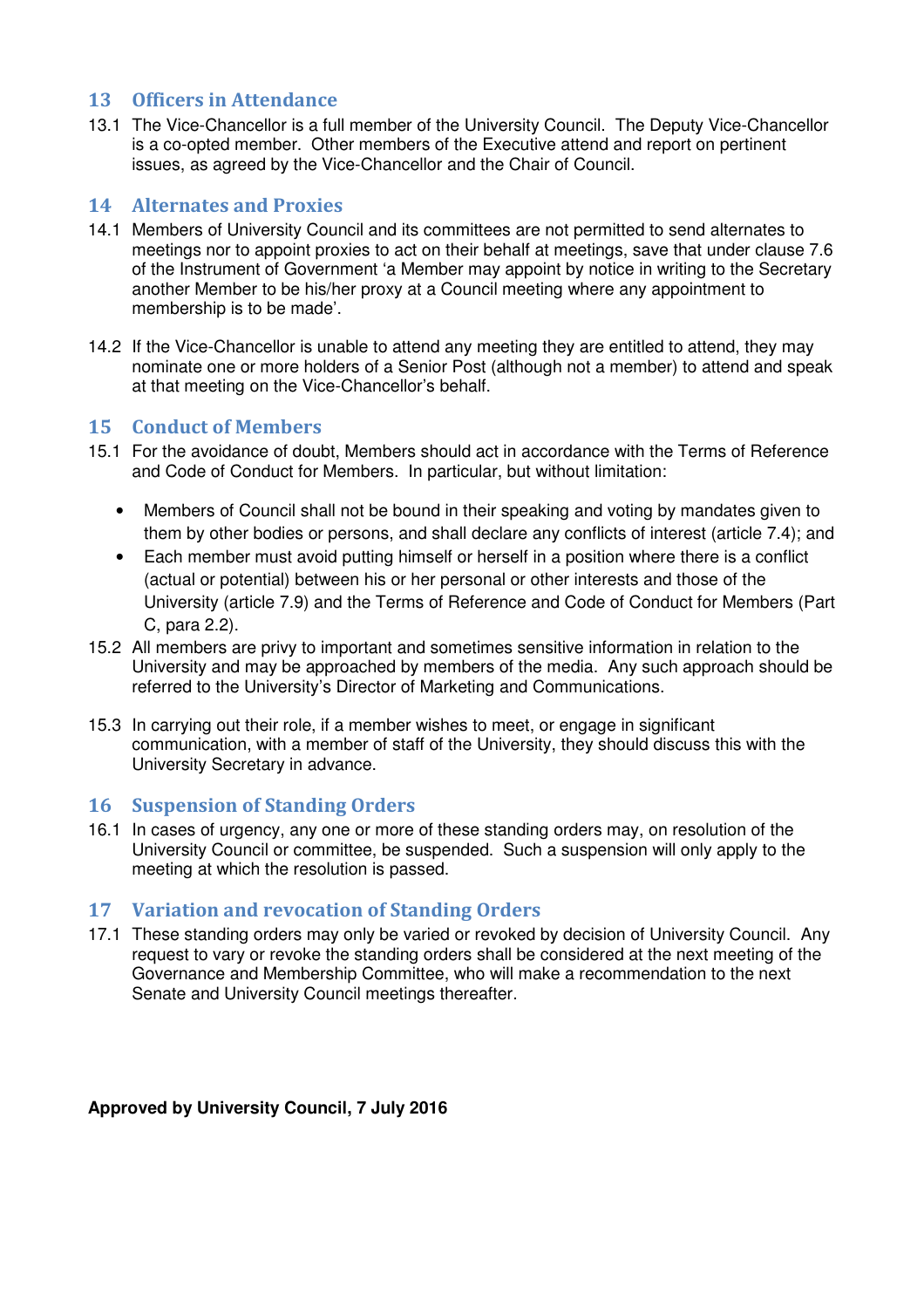## 13 Officers in Attendance

13.1 The Vice-Chancellor is a full member of the University Council. The Deputy Vice-Chancellor is a co-opted member. Other members of the Executive attend and report on pertinent issues, as agreed by the Vice-Chancellor and the Chair of Council.

## 14 Alternates and Proxies

14.1 Members of University Council and its committees are not permitted to send alternates to meetings nor to appoint proxies to act on their behalf at meetings, save that under clause 7.6 of the Instrument of Government 'a Member may appoint by notice in writing to the Secretary another Member to be his/her proxy at a Council meeting where any appointment to membership is to be made'.

14.2 If the Vice-Chancellor is unable to attend any meeting they are entitled to attend, they may nominate one or more holders of a Senior Post (although not a member) to attend and speak at that meeting on the Vice-Chancellor's behalf.

## 15 Conduct of Members

15.1 For the avoidance of doubt, Members should act in accordance with the Terms of Reference and Code of Conduct for Members. In particular, but without limitation:

- Members of Council shall not be bound in their speaking and voting by mandates given to them by other bodies or persons, and shall declare any conflicts of interest (article 7.4); and
- Each member must avoid putting himself or herself in a position where there is a conflict (actual or potential) between his or her personal or other interests and those of the University (article 7.9) and the Terms of Reference and Code of Conduct for Members (Part C, para 2.2).

15.2 All members are privy to important and sometimes sensitive information in relation to the University and may be approached by members of the media. Any such approach should be referred to the University's Director of Marketing and Communications.

15.3 In carrying out their role, if a member wishes to meet, or engage in significant communication, with a member of staff of the University, they should discuss this with the University Secretary in advance.

## 16 Suspension of Standing Orders

16.1 In cases of urgency, any one or more of these standing orders may, on resolution of the University Council or committee, be suspended. Such a suspension will only apply to the meeting at which the resolution is passed.

## 17 Variation and revocation of Standing Orders

17.1 These standing orders may only be varied or revoked by decision of University Council. Any request to vary or revoke the standing orders shall be considered at the next meeting of the Governance and Membership Committee, who will make a recommendation to the next Senate and University Council meetings thereafter.

**Approved by University Council, 7 July 2016**